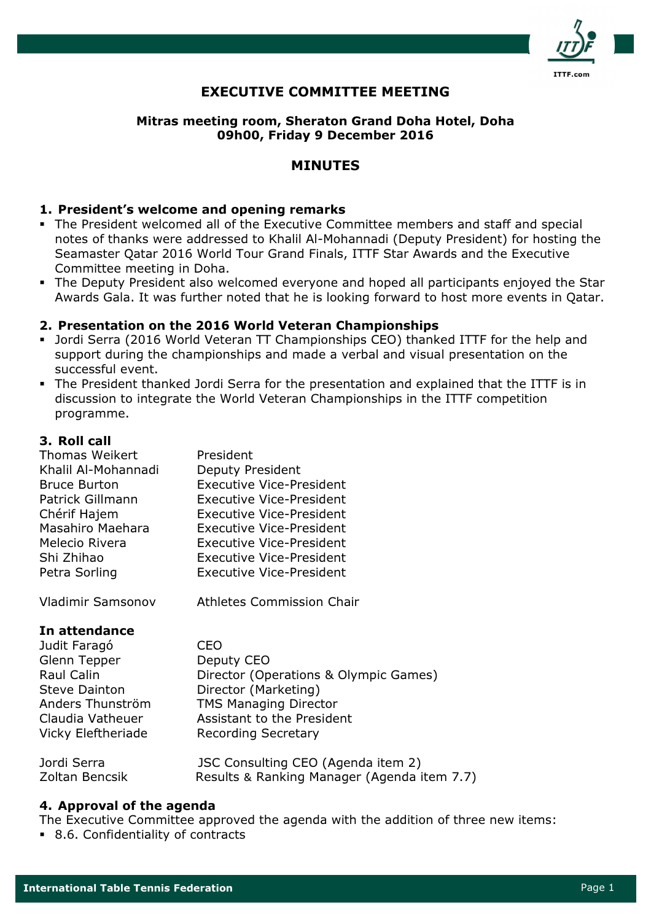# EXECUTIVE COMMITTEE MEETING

**Mitras meeting room, Sheraton Grand Doha Hotel, Doha**
**09h00, Friday 9 December 2016**

## MINUTES

### 1. President's welcome and opening remarks

- The President welcomed all of the Executive Committee members and staff and special notes of thanks were addressed to Khalil Al-Mohannadi (Deputy President) for hosting the Seamaster Qatar 2016 World Tour Grand Finals, ITTF Star Awards and the Executive Committee meeting in Doha.
- The Deputy President also welcomed everyone and hoped all participants enjoyed the Star Awards Gala. It was further noted that he is looking forward to host more events in Qatar.

### 2. Presentation on the 2016 World Veteran Championships

- Jordi Serra (2016 World Veteran TT Championships CEO) thanked ITTF for the help and support during the championships and made a verbal and visual presentation on the successful event.
- The President thanked Jordi Serra for the presentation and explained that the ITTF is in discussion to integrate the World Veteran Championships in the ITTF competition programme.

### 3. Roll call

| | |
|---|---|
| Thomas Weikert | President |
| Khalil Al-Mohannadi | Deputy President |
| Bruce Burton | Executive Vice-President |
| Patrick Gillmann | Executive Vice-President |
| Chérif Hajem | Executive Vice-President |
| Masahiro Maehara | Executive Vice-President |
| Melecio Rivera | Executive Vice-President |
| Shi Zhihao | Executive Vice-President |
| Petra Sorling | Executive Vice-President |
| | |
| Vladimir Samsonov | Athletes Commission Chair |

**In attendance**

| | |
|---|---|
| Judit Faragó | CEO |
| Glenn Tepper | Deputy CEO |
| Raul Calin | Director (Operations & Olympic Games) |
| Steve Dainton | Director (Marketing) |
| Anders Thunström | TMS Managing Director |
| Claudia Vatheuer | Assistant to the President |
| Vicky Eleftheriade | Recording Secretary |
| | |
| Jordi Serra | JSC Consulting CEO (Agenda item 2) |
| Zoltan Bencsik | Results & Ranking Manager (Agenda item 7.7) |

### 4. Approval of the agenda

The Executive Committee approved the agenda with the addition of three new items:

- 8.6. Confidentiality of contracts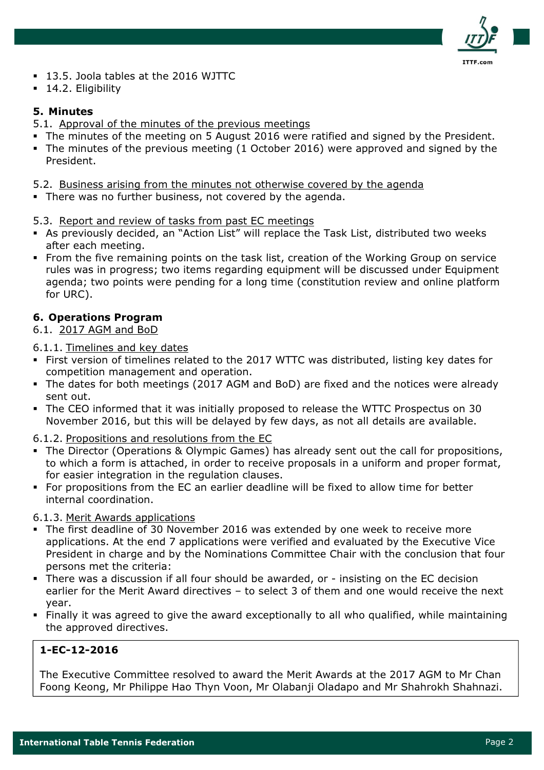- 13.5. Joola tables at the 2016 WJTTC
- 14.2. Eligibility

## 5. Minutes

5.1. Approval of the minutes of the previous meetings

- The minutes of the meeting on 5 August 2016 were ratified and signed by the President.
- The minutes of the previous meeting (1 October 2016) were approved and signed by the President.

5.2. Business arising from the minutes not otherwise covered by the agenda

- There was no further business, not covered by the agenda.

5.3. Report and review of tasks from past EC meetings

- As previously decided, an "Action List" will replace the Task List, distributed two weeks after each meeting.
- From the five remaining points on the task list, creation of the Working Group on service rules was in progress; two items regarding equipment will be discussed under Equipment agenda; two points were pending for a long time (constitution review and online platform for URC).

## 6. Operations Program

6.1. 2017 AGM and BoD

6.1.1. Timelines and key dates

- First version of timelines related to the 2017 WTTC was distributed, listing key dates for competition management and operation.
- The dates for both meetings (2017 AGM and BoD) are fixed and the notices were already sent out.
- The CEO informed that it was initially proposed to release the WTTC Prospectus on 30 November 2016, but this will be delayed by few days, as not all details are available.

6.1.2. Propositions and resolutions from the EC

- The Director (Operations & Olympic Games) has already sent out the call for propositions, to which a form is attached, in order to receive proposals in a uniform and proper format, for easier integration in the regulation clauses.
- For propositions from the EC an earlier deadline will be fixed to allow time for better internal coordination.

6.1.3. Merit Awards applications

- The first deadline of 30 November 2016 was extended by one week to receive more applications. At the end 7 applications were verified and evaluated by the Executive Vice President in charge and by the Nominations Committee Chair with the conclusion that four persons met the criteria:
- There was a discussion if all four should be awarded, or - insisting on the EC decision earlier for the Merit Award directives – to select 3 of them and one would receive the next year.
- Finally it was agreed to give the award exceptionally to all who qualified, while maintaining the approved directives.

**1-EC-12-2016**

The Executive Committee resolved to award the Merit Awards at the 2017 AGM to Mr Chan Foong Keong, Mr Philippe Hao Thyn Voon, Mr Olabanji Oladapo and Mr Shahrokh Shahnazi.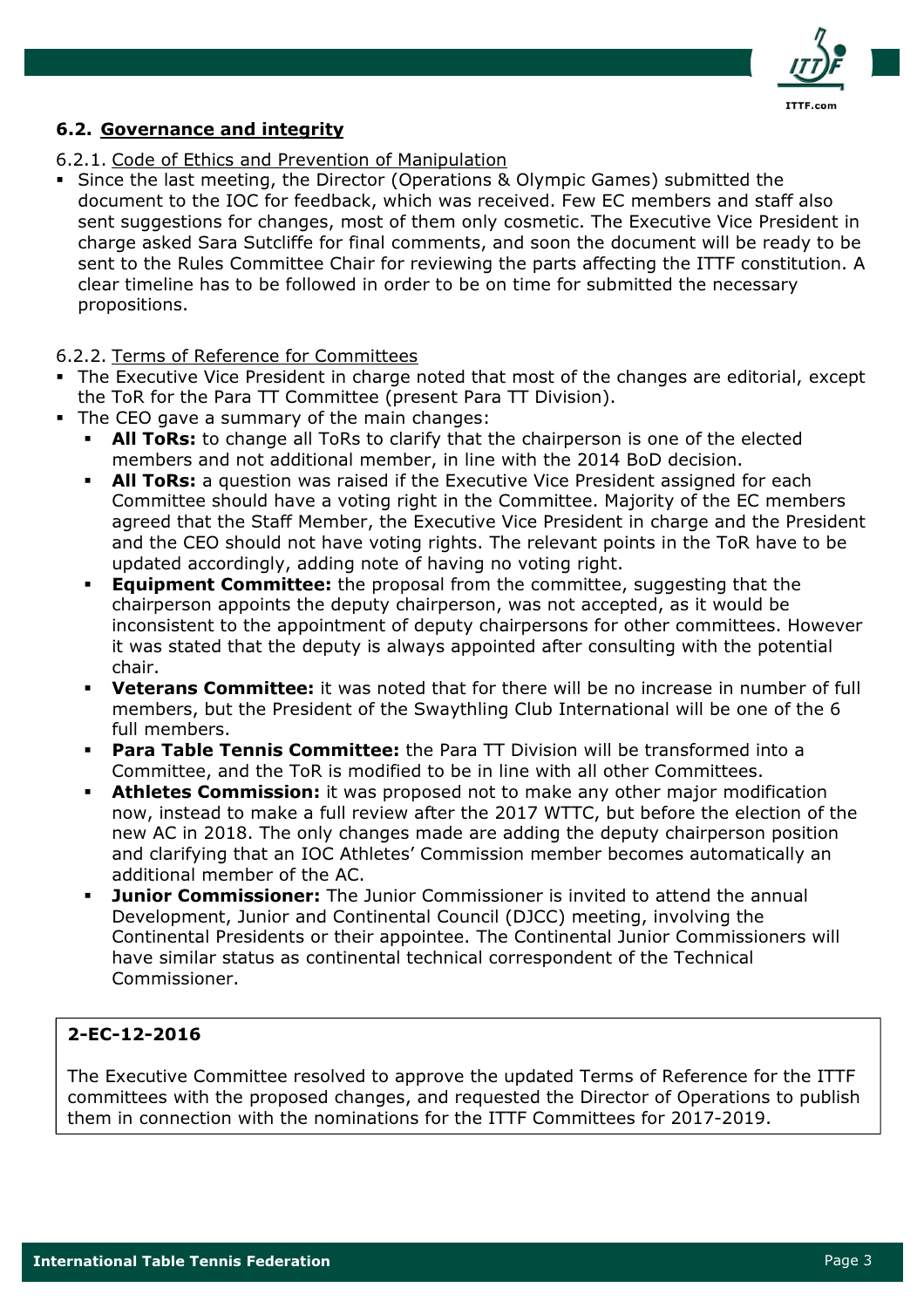## 6.2. Governance and integrity

6.2.1. Code of Ethics and Prevention of Manipulation

- Since the last meeting, the Director (Operations & Olympic Games) submitted the document to the IOC for feedback, which was received. Few EC members and staff also sent suggestions for changes, most of them only cosmetic. The Executive Vice President in charge asked Sara Sutcliffe for final comments, and soon the document will be ready to be sent to the Rules Committee Chair for reviewing the parts affecting the ITTF constitution. A clear timeline has to be followed in order to be on time for submitted the necessary propositions.

6.2.2. Terms of Reference for Committees

- The Executive Vice President in charge noted that most of the changes are editorial, except the ToR for the Para TT Committee (present Para TT Division).
- The CEO gave a summary of the main changes:
  - **All ToRs:** to change all ToRs to clarify that the chairperson is one of the elected members and not additional member, in line with the 2014 BoD decision.
  - **All ToRs:** a question was raised if the Executive Vice President assigned for each Committee should have a voting right in the Committee. Majority of the EC members agreed that the Staff Member, the Executive Vice President in charge and the President and the CEO should not have voting rights. The relevant points in the ToR have to be updated accordingly, adding note of having no voting right.
  - **Equipment Committee:** the proposal from the committee, suggesting that the chairperson appoints the deputy chairperson, was not accepted, as it would be inconsistent to the appointment of deputy chairpersons for other committees. However it was stated that the deputy is always appointed after consulting with the potential chair.
  - **Veterans Committee:** it was noted that for there will be no increase in number of full members, but the President of the Swaythling Club International will be one of the 6 full members.
  - **Para Table Tennis Committee:** the Para TT Division will be transformed into a Committee, and the ToR is modified to be in line with all other Committees.
  - **Athletes Commission:** it was proposed not to make any other major modification now, instead to make a full review after the 2017 WTTC, but before the election of the new AC in 2018. The only changes made are adding the deputy chairperson position and clarifying that an IOC Athletes' Commission member becomes automatically an additional member of the AC.
  - **Junior Commissioner:** The Junior Commissioner is invited to attend the annual Development, Junior and Continental Council (DJCC) meeting, involving the Continental Presidents or their appointee. The Continental Junior Commissioners will have similar status as continental technical correspondent of the Technical Commissioner.

**2-EC-12-2016**

The Executive Committee resolved to approve the updated Terms of Reference for the ITTF committees with the proposed changes, and requested the Director of Operations to publish them in connection with the nominations for the ITTF Committees for 2017-2019.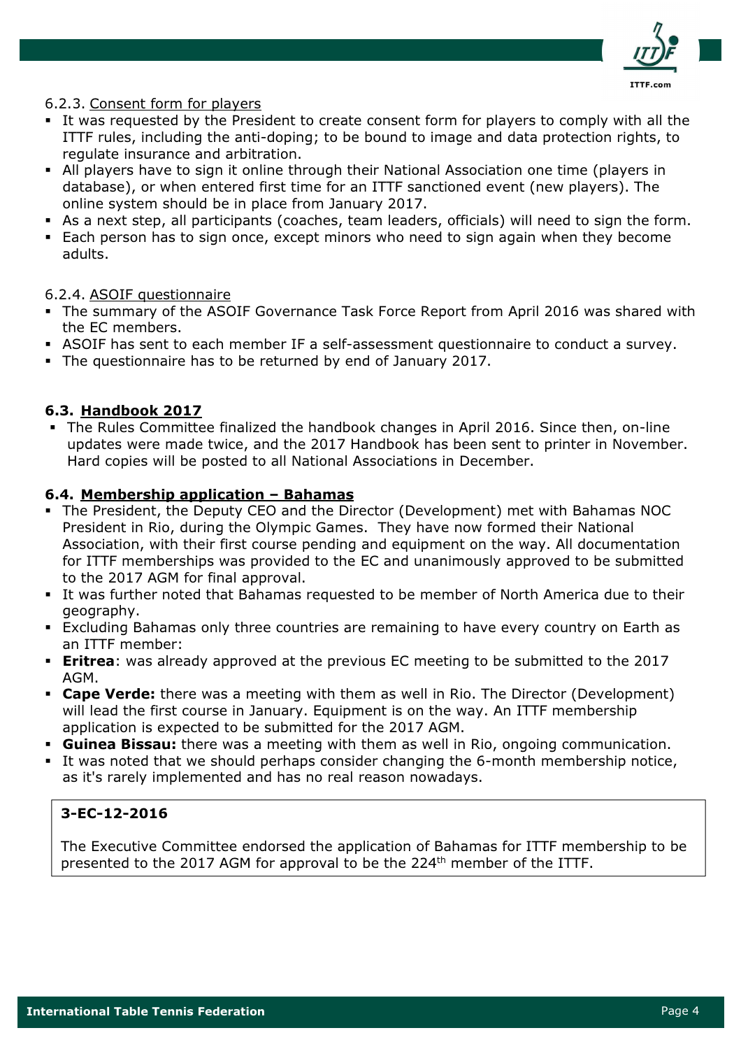6.2.3. Consent form for players

- It was requested by the President to create consent form for players to comply with all the ITTF rules, including the anti-doping; to be bound to image and data protection rights, to regulate insurance and arbitration.
- All players have to sign it online through their National Association one time (players in database), or when entered first time for an ITTF sanctioned event (new players). The online system should be in place from January 2017.
- As a next step, all participants (coaches, team leaders, officials) will need to sign the form.
- Each person has to sign once, except minors who need to sign again when they become adults.

6.2.4. ASOIF questionnaire

- The summary of the ASOIF Governance Task Force Report from April 2016 was shared with the EC members.
- ASOIF has sent to each member IF a self-assessment questionnaire to conduct a survey.
- The questionnaire has to be returned by end of January 2017.

### 6.3. Handbook 2017

- The Rules Committee finalized the handbook changes in April 2016. Since then, on-line updates were made twice, and the 2017 Handbook has been sent to printer in November. Hard copies will be posted to all National Associations in December.

### 6.4. Membership application – Bahamas

- The President, the Deputy CEO and the Director (Development) met with Bahamas NOC President in Rio, during the Olympic Games. They have now formed their National Association, with their first course pending and equipment on the way. All documentation for ITTF memberships was provided to the EC and unanimously approved to be submitted to the 2017 AGM for final approval.
- It was further noted that Bahamas requested to be member of North America due to their geography.
- Excluding Bahamas only three countries are remaining to have every country on Earth as an ITTF member:
- **Eritrea**: was already approved at the previous EC meeting to be submitted to the 2017 AGM.
- **Cape Verde:** there was a meeting with them as well in Rio. The Director (Development) will lead the first course in January. Equipment is on the way. An ITTF membership application is expected to be submitted for the 2017 AGM.
- **Guinea Bissau:** there was a meeting with them as well in Rio, ongoing communication.
- It was noted that we should perhaps consider changing the 6-month membership notice, as it's rarely implemented and has no real reason nowadays.

**3-EC-12-2016**

The Executive Committee endorsed the application of Bahamas for ITTF membership to be presented to the 2017 AGM for approval to be the 224th member of the ITTF.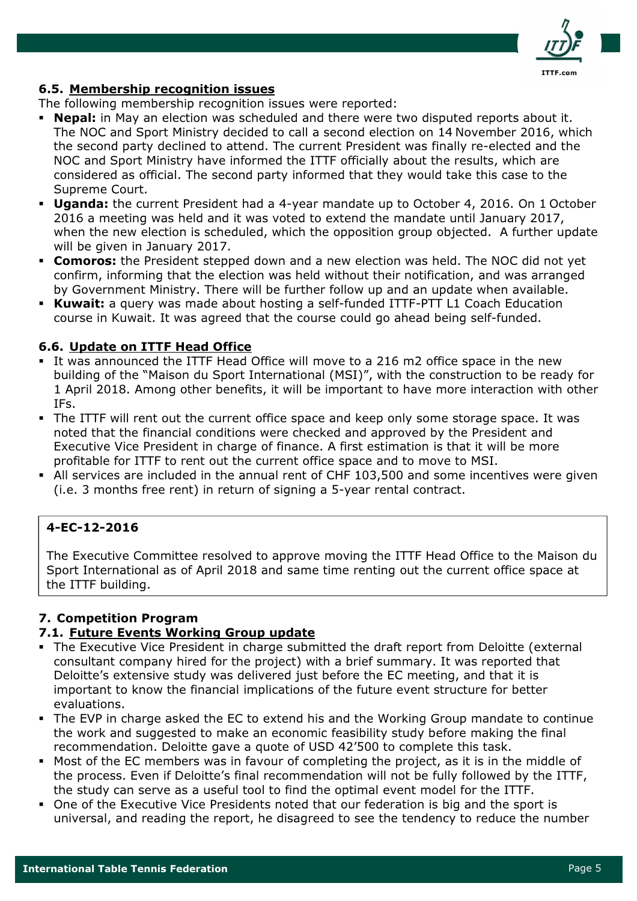### 6.5. <u>Membership recognition issues</u>

The following membership recognition issues were reported:

- **Nepal:** in May an election was scheduled and there were two disputed reports about it. The NOC and Sport Ministry decided to call a second election on 14 November 2016, which the second party declined to attend. The current President was finally re-elected and the NOC and Sport Ministry have informed the ITTF officially about the results, which are considered as official. The second party informed that they would take this case to the Supreme Court.
- **Uganda:** the current President had a 4-year mandate up to October 4, 2016. On 1 October 2016 a meeting was held and it was voted to extend the mandate until January 2017, when the new election is scheduled, which the opposition group objected. A further update will be given in January 2017.
- **Comoros:** the President stepped down and a new election was held. The NOC did not yet confirm, informing that the election was held without their notification, and was arranged by Government Ministry. There will be further follow up and an update when available.
- **Kuwait:** a query was made about hosting a self-funded ITTF-PTT L1 Coach Education course in Kuwait. It was agreed that the course could go ahead being self-funded.

### 6.6. <u>Update on ITTF Head Office</u>

- It was announced the ITTF Head Office will move to a 216 m2 office space in the new building of the "Maison du Sport International (MSI)", with the construction to be ready for 1 April 2018. Among other benefits, it will be important to have more interaction with other IFs.
- The ITTF will rent out the current office space and keep only some storage space. It was noted that the financial conditions were checked and approved by the President and Executive Vice President in charge of finance. A first estimation is that it will be more profitable for ITTF to rent out the current office space and to move to MSI.
- All services are included in the annual rent of CHF 103,500 and some incentives were given (i.e. 3 months free rent) in return of signing a 5-year rental contract.

> **4-EC-12-2016**
>
> The Executive Committee resolved to approve moving the ITTF Head Office to the Maison du Sport International as of April 2018 and same time renting out the current office space at the ITTF building.

## 7. Competition Program

### 7.1. <u>Future Events Working Group update</u>

- The Executive Vice President in charge submitted the draft report from Deloitte (external consultant company hired for the project) with a brief summary. It was reported that Deloitte's extensive study was delivered just before the EC meeting, and that it is important to know the financial implications of the future event structure for better evaluations.
- The EVP in charge asked the EC to extend his and the Working Group mandate to continue the work and suggested to make an economic feasibility study before making the final recommendation. Deloitte gave a quote of USD 42'500 to complete this task.
- Most of the EC members was in favour of completing the project, as it is in the middle of the process. Even if Deloitte's final recommendation will not be fully followed by the ITTF, the study can serve as a useful tool to find the optimal event model for the ITTF.
- One of the Executive Vice Presidents noted that our federation is big and the sport is universal, and reading the report, he disagreed to see the tendency to reduce the number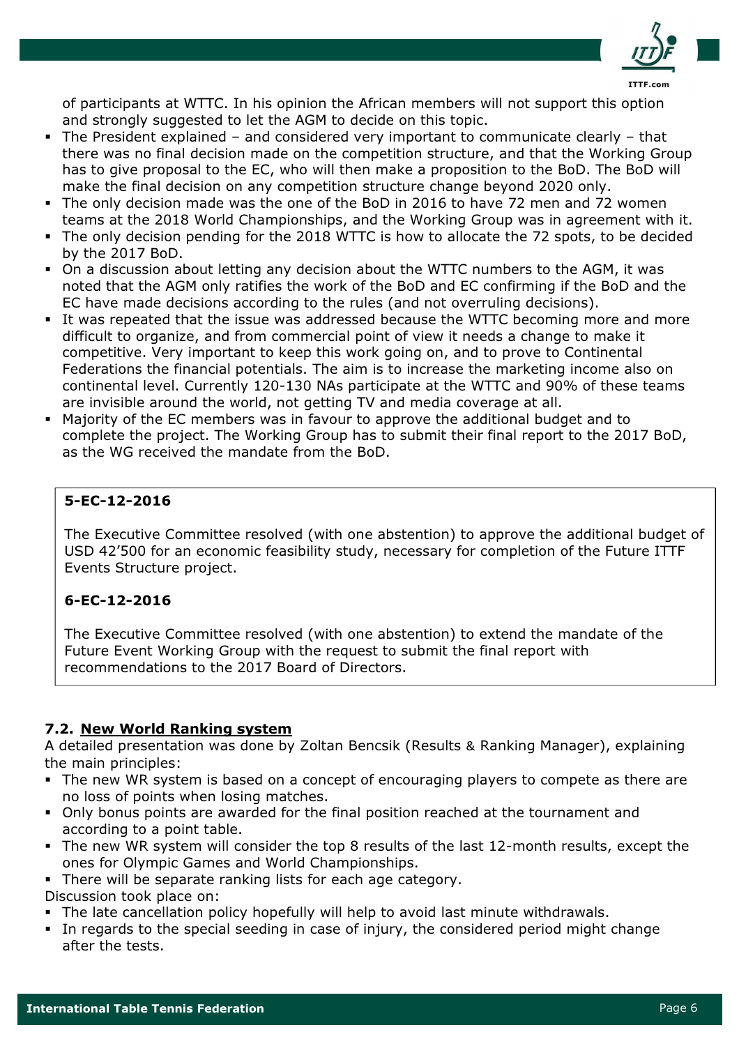of participants at WTTC. In his opinion the African members will not support this option and strongly suggested to let the AGM to decide on this topic.

- The President explained – and considered very important to communicate clearly – that there was no final decision made on the competition structure, and that the Working Group has to give proposal to the EC, who will then make a proposition to the BoD. The BoD will make the final decision on any competition structure change beyond 2020 only.
- The only decision made was the one of the BoD in 2016 to have 72 men and 72 women teams at the 2018 World Championships, and the Working Group was in agreement with it.
- The only decision pending for the 2018 WTTC is how to allocate the 72 spots, to be decided by the 2017 BoD.
- On a discussion about letting any decision about the WTTC numbers to the AGM, it was noted that the AGM only ratifies the work of the BoD and EC confirming if the BoD and the EC have made decisions according to the rules (and not overruling decisions).
- It was repeated that the issue was addressed because the WTTC becoming more and more difficult to organize, and from commercial point of view it needs a change to make it competitive. Very important to keep this work going on, and to prove to Continental Federations the financial potentials. The aim is to increase the marketing income also on continental level. Currently 120-130 NAs participate at the WTTC and 90% of these teams are invisible around the world, not getting TV and media coverage at all.
- Majority of the EC members was in favour to approve the additional budget and to complete the project. The Working Group has to submit their final report to the 2017 BoD, as the WG received the mandate from the BoD.

**5-EC-12-2016**

The Executive Committee resolved (with one abstention) to approve the additional budget of USD 42'500 for an economic feasibility study, necessary for completion of the Future ITTF Events Structure project.

**6-EC-12-2016**

The Executive Committee resolved (with one abstention) to extend the mandate of the Future Event Working Group with the request to submit the final report with recommendations to the 2017 Board of Directors.

### 7.2. New World Ranking system

A detailed presentation was done by Zoltan Bencsik (Results & Ranking Manager), explaining the main principles:

- The new WR system is based on a concept of encouraging players to compete as there are no loss of points when losing matches.
- Only bonus points are awarded for the final position reached at the tournament and according to a point table.
- The new WR system will consider the top 8 results of the last 12-month results, except the ones for Olympic Games and World Championships.
- There will be separate ranking lists for each age category.

Discussion took place on:

- The late cancellation policy hopefully will help to avoid last minute withdrawals.
- In regards to the special seeding in case of injury, the considered period might change after the tests.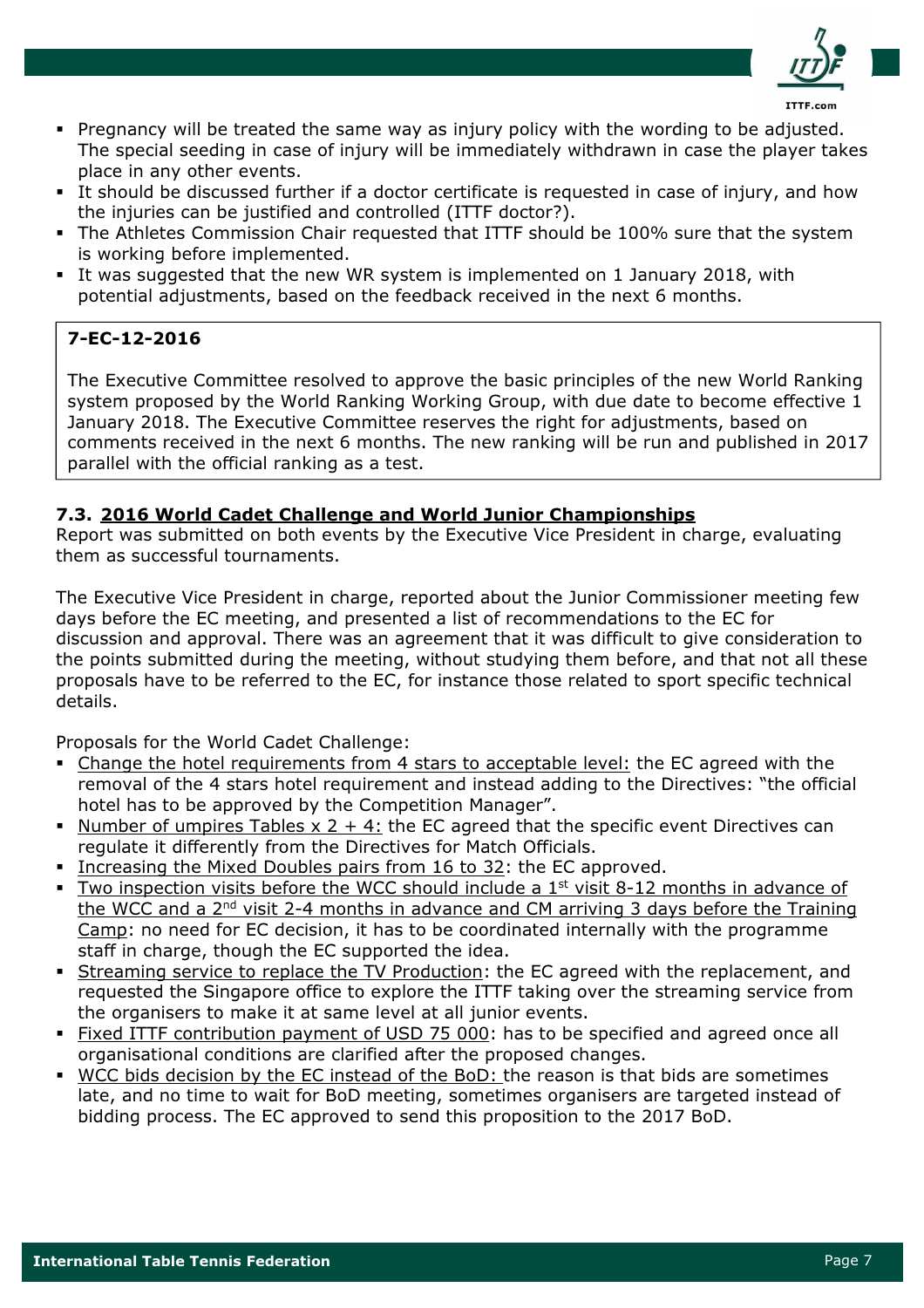- Pregnancy will be treated the same way as injury policy with the wording to be adjusted. The special seeding in case of injury will be immediately withdrawn in case the player takes place in any other events.
- It should be discussed further if a doctor certificate is requested in case of injury, and how the injuries can be justified and controlled (ITTF doctor?).
- The Athletes Commission Chair requested that ITTF should be 100% sure that the system is working before implemented.
- It was suggested that the new WR system is implemented on 1 January 2018, with potential adjustments, based on the feedback received in the next 6 months.

**7-EC-12-2016**

The Executive Committee resolved to approve the basic principles of the new World Ranking system proposed by the World Ranking Working Group, with due date to become effective 1 January 2018. The Executive Committee reserves the right for adjustments, based on comments received in the next 6 months. The new ranking will be run and published in 2017 parallel with the official ranking as a test.

### 7.3. 2016 World Cadet Challenge and World Junior Championships

Report was submitted on both events by the Executive Vice President in charge, evaluating them as successful tournaments.

The Executive Vice President in charge, reported about the Junior Commissioner meeting few days before the EC meeting, and presented a list of recommendations to the EC for discussion and approval. There was an agreement that it was difficult to give consideration to the points submitted during the meeting, without studying them before, and that not all these proposals have to be referred to the EC, for instance those related to sport specific technical details.

Proposals for the World Cadet Challenge:

- Change the hotel requirements from 4 stars to acceptable level: the EC agreed with the removal of the 4 stars hotel requirement and instead adding to the Directives: "the official hotel has to be approved by the Competition Manager".
- Number of umpires Tables x 2 + 4: the EC agreed that the specific event Directives can regulate it differently from the Directives for Match Officials.
- Increasing the Mixed Doubles pairs from 16 to 32: the EC approved.
- Two inspection visits before the WCC should include a 1st visit 8-12 months in advance of the WCC and a 2nd visit 2-4 months in advance and CM arriving 3 days before the Training Camp: no need for EC decision, it has to be coordinated internally with the programme staff in charge, though the EC supported the idea.
- Streaming service to replace the TV Production: the EC agreed with the replacement, and requested the Singapore office to explore the ITTF taking over the streaming service from the organisers to make it at same level at all junior events.
- Fixed ITTF contribution payment of USD 75 000: has to be specified and agreed once all organisational conditions are clarified after the proposed changes.
- WCC bids decision by the EC instead of the BoD: the reason is that bids are sometimes late, and no time to wait for BoD meeting, sometimes organisers are targeted instead of bidding process. The EC approved to send this proposition to the 2017 BoD.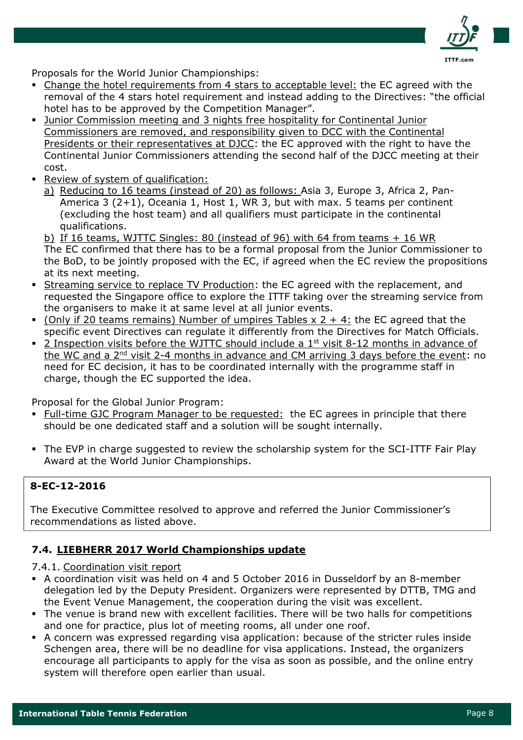Proposals for the World Junior Championships:

- Change the hotel requirements from 4 stars to acceptable level: the EC agreed with the removal of the 4 stars hotel requirement and instead adding to the Directives: "the official hotel has to be approved by the Competition Manager".
- Junior Commission meeting and 3 nights free hospitality for Continental Junior Commissioners are removed, and responsibility given to DCC with the Continental Presidents or their representatives at DJCC: the EC approved with the right to have the Continental Junior Commissioners attending the second half of the DJCC meeting at their cost.
- Review of system of qualification:
  - a) Reducing to 16 teams (instead of 20) as follows: Asia 3, Europe 3, Africa 2, Pan-America 3 (2+1), Oceania 1, Host 1, WR 3, but with max. 5 teams per continent (excluding the host team) and all qualifiers must participate in the continental qualifications.
  - b) If 16 teams, WJTTC Singles: 80 (instead of 96) with 64 from teams + 16 WR

  The EC confirmed that there has to be a formal proposal from the Junior Commissioner to the BoD, to be jointly proposed with the EC, if agreed when the EC review the propositions at its next meeting.
- Streaming service to replace TV Production: the EC agreed with the replacement, and requested the Singapore office to explore the ITTF taking over the streaming service from the organisers to make it at same level at all junior events.
- (Only if 20 teams remains) Number of umpires Tables x 2 + 4: the EC agreed that the specific event Directives can regulate it differently from the Directives for Match Officials.
- 2 Inspection visits before the WJTTC should include a 1st visit 8-12 months in advance of the WC and a 2nd visit 2-4 months in advance and CM arriving 3 days before the event: no need for EC decision, it has to be coordinated internally with the programme staff in charge, though the EC supported the idea.

Proposal for the Global Junior Program:

- Full-time GJC Program Manager to be requested: the EC agrees in principle that there should be one dedicated staff and a solution will be sought internally.
- The EVP in charge suggested to review the scholarship system for the SCI-ITTF Fair Play Award at the World Junior Championships.

**8-EC-12-2016**

The Executive Committee resolved to approve and referred the Junior Commissioner's recommendations as listed above.

### 7.4. LIEBHERR 2017 World Championships update

7.4.1. Coordination visit report

- A coordination visit was held on 4 and 5 October 2016 in Dusseldorf by an 8-member delegation led by the Deputy President. Organizers were represented by DTTB, TMG and the Event Venue Management, the cooperation during the visit was excellent.
- The venue is brand new with excellent facilities. There will be two halls for competitions and one for practice, plus lot of meeting rooms, all under one roof.
- A concern was expressed regarding visa application: because of the stricter rules inside Schengen area, there will be no deadline for visa applications. Instead, the organizers encourage all participants to apply for the visa as soon as possible, and the online entry system will therefore open earlier than usual.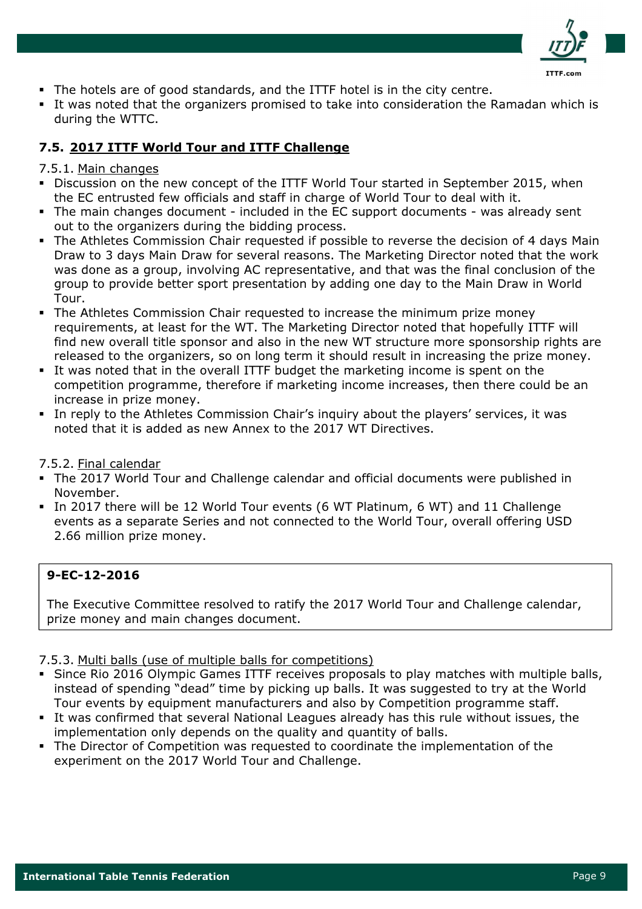- The hotels are of good standards, and the ITTF hotel is in the city centre.
- It was noted that the organizers promised to take into consideration the Ramadan which is during the WTTC.

### 7.5. 2017 ITTF World Tour and ITTF Challenge

7.5.1. Main changes

- Discussion on the new concept of the ITTF World Tour started in September 2015, when the EC entrusted few officials and staff in charge of World Tour to deal with it.
- The main changes document - included in the EC support documents - was already sent out to the organizers during the bidding process.
- The Athletes Commission Chair requested if possible to reverse the decision of 4 days Main Draw to 3 days Main Draw for several reasons. The Marketing Director noted that the work was done as a group, involving AC representative, and that was the final conclusion of the group to provide better sport presentation by adding one day to the Main Draw in World Tour.
- The Athletes Commission Chair requested to increase the minimum prize money requirements, at least for the WT. The Marketing Director noted that hopefully ITTF will find new overall title sponsor and also in the new WT structure more sponsorship rights are released to the organizers, so on long term it should result in increasing the prize money.
- It was noted that in the overall ITTF budget the marketing income is spent on the competition programme, therefore if marketing income increases, then there could be an increase in prize money.
- In reply to the Athletes Commission Chair's inquiry about the players' services, it was noted that it is added as new Annex to the 2017 WT Directives.

7.5.2. Final calendar

- The 2017 World Tour and Challenge calendar and official documents were published in November.
- In 2017 there will be 12 World Tour events (6 WT Platinum, 6 WT) and 11 Challenge events as a separate Series and not connected to the World Tour, overall offering USD 2.66 million prize money.

**9-EC-12-2016**

The Executive Committee resolved to ratify the 2017 World Tour and Challenge calendar, prize money and main changes document.

7.5.3. Multi balls (use of multiple balls for competitions)

- Since Rio 2016 Olympic Games ITTF receives proposals to play matches with multiple balls, instead of spending "dead" time by picking up balls. It was suggested to try at the World Tour events by equipment manufacturers and also by Competition programme staff.
- It was confirmed that several National Leagues already has this rule without issues, the implementation only depends on the quality and quantity of balls.
- The Director of Competition was requested to coordinate the implementation of the experiment on the 2017 World Tour and Challenge.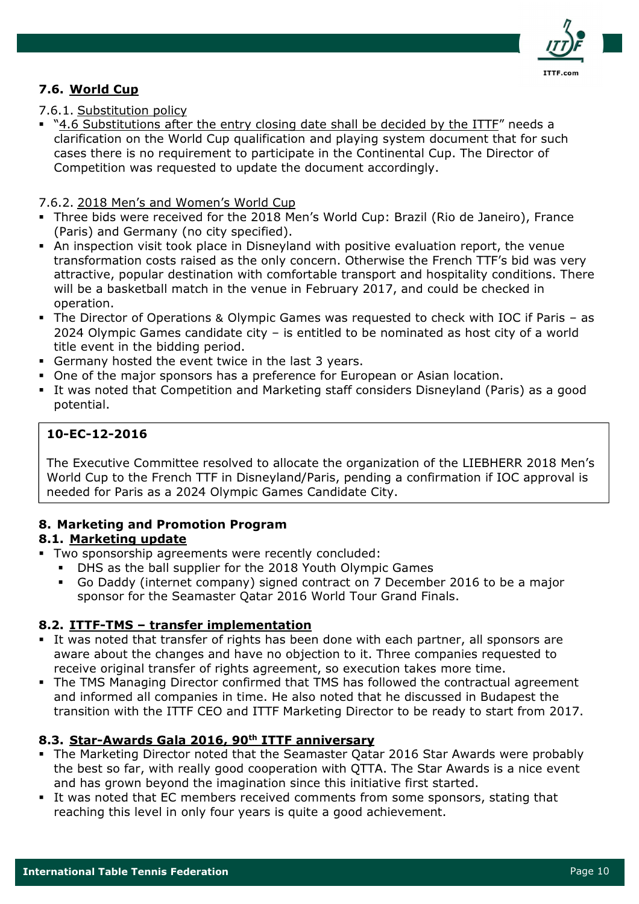### 7.6. World Cup

7.6.1. Substitution policy

- "4.6 Substitutions after the entry closing date shall be decided by the ITTF" needs a clarification on the World Cup qualification and playing system document that for such cases there is no requirement to participate in the Continental Cup. The Director of Competition was requested to update the document accordingly.

7.6.2. 2018 Men's and Women's World Cup

- Three bids were received for the 2018 Men's World Cup: Brazil (Rio de Janeiro), France (Paris) and Germany (no city specified).
- An inspection visit took place in Disneyland with positive evaluation report, the venue transformation costs raised as the only concern. Otherwise the French TTF's bid was very attractive, popular destination with comfortable transport and hospitality conditions. There will be a basketball match in the venue in February 2017, and could be checked in operation.
- The Director of Operations & Olympic Games was requested to check with IOC if Paris – as 2024 Olympic Games candidate city – is entitled to be nominated as host city of a world title event in the bidding period.
- Germany hosted the event twice in the last 3 years.
- One of the major sponsors has a preference for European or Asian location.
- It was noted that Competition and Marketing staff considers Disneyland (Paris) as a good potential.

> **10-EC-12-2016**
>
> The Executive Committee resolved to allocate the organization of the LIEBHERR 2018 Men's World Cup to the French TTF in Disneyland/Paris, pending a confirmation if IOC approval is needed for Paris as a 2024 Olympic Games Candidate City.

## 8. Marketing and Promotion Program

### 8.1. Marketing update

- Two sponsorship agreements were recently concluded:
  - DHS as the ball supplier for the 2018 Youth Olympic Games
  - Go Daddy (internet company) signed contract on 7 December 2016 to be a major sponsor for the Seamaster Qatar 2016 World Tour Grand Finals.

### 8.2. ITTF-TMS – transfer implementation

- It was noted that transfer of rights has been done with each partner, all sponsors are aware about the changes and have no objection to it. Three companies requested to receive original transfer of rights agreement, so execution takes more time.
- The TMS Managing Director confirmed that TMS has followed the contractual agreement and informed all companies in time. He also noted that he discussed in Budapest the transition with the ITTF CEO and ITTF Marketing Director to be ready to start from 2017.

### 8.3. Star-Awards Gala 2016, 90th ITTF anniversary

- The Marketing Director noted that the Seamaster Qatar 2016 Star Awards were probably the best so far, with really good cooperation with QTTA. The Star Awards is a nice event and has grown beyond the imagination since this initiative first started.
- It was noted that EC members received comments from some sponsors, stating that reaching this level in only four years is quite a good achievement.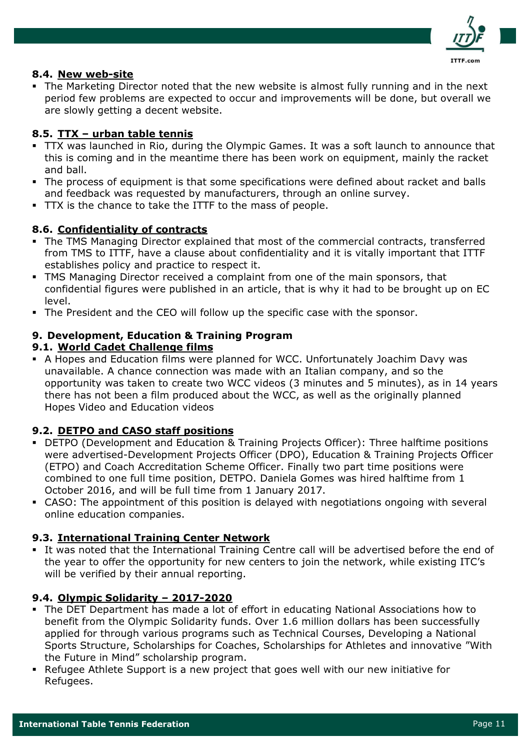### 8.4. New web-site

- The Marketing Director noted that the new website is almost fully running and in the next period few problems are expected to occur and improvements will be done, but overall we are slowly getting a decent website.

### 8.5. TTX – urban table tennis

- TTX was launched in Rio, during the Olympic Games. It was a soft launch to announce that this is coming and in the meantime there has been work on equipment, mainly the racket and ball.
- The process of equipment is that some specifications were defined about racket and balls and feedback was requested by manufacturers, through an online survey.
- TTX is the chance to take the ITTF to the mass of people.

### 8.6. Confidentiality of contracts

- The TMS Managing Director explained that most of the commercial contracts, transferred from TMS to ITTF, have a clause about confidentiality and it is vitally important that ITTF establishes policy and practice to respect it.
- TMS Managing Director received a complaint from one of the main sponsors, that confidential figures were published in an article, that is why it had to be brought up on EC level.
- The President and the CEO will follow up the specific case with the sponsor.

## 9. Development, Education & Training Program

### 9.1. World Cadet Challenge films

- A Hopes and Education films were planned for WCC. Unfortunately Joachim Davy was unavailable. A chance connection was made with an Italian company, and so the opportunity was taken to create two WCC videos (3 minutes and 5 minutes), as in 14 years there has not been a film produced about the WCC, as well as the originally planned Hopes Video and Education videos

### 9.2. DETPO and CASO staff positions

- DETPO (Development and Education & Training Projects Officer): Three halftime positions were advertised-Development Projects Officer (DPO), Education & Training Projects Officer (ETPO) and Coach Accreditation Scheme Officer. Finally two part time positions were combined to one full time position, DETPO. Daniela Gomes was hired halftime from 1 October 2016, and will be full time from 1 January 2017.
- CASO: The appointment of this position is delayed with negotiations ongoing with several online education companies.

### 9.3. International Training Center Network

- It was noted that the International Training Centre call will be advertised before the end of the year to offer the opportunity for new centers to join the network, while existing ITC's will be verified by their annual reporting.

### 9.4. Olympic Solidarity – 2017-2020

- The DET Department has made a lot of effort in educating National Associations how to benefit from the Olympic Solidarity funds. Over 1.6 million dollars has been successfully applied for through various programs such as Technical Courses, Developing a National Sports Structure, Scholarships for Coaches, Scholarships for Athletes and innovative "With the Future in Mind" scholarship program.
- Refugee Athlete Support is a new project that goes well with our new initiative for Refugees.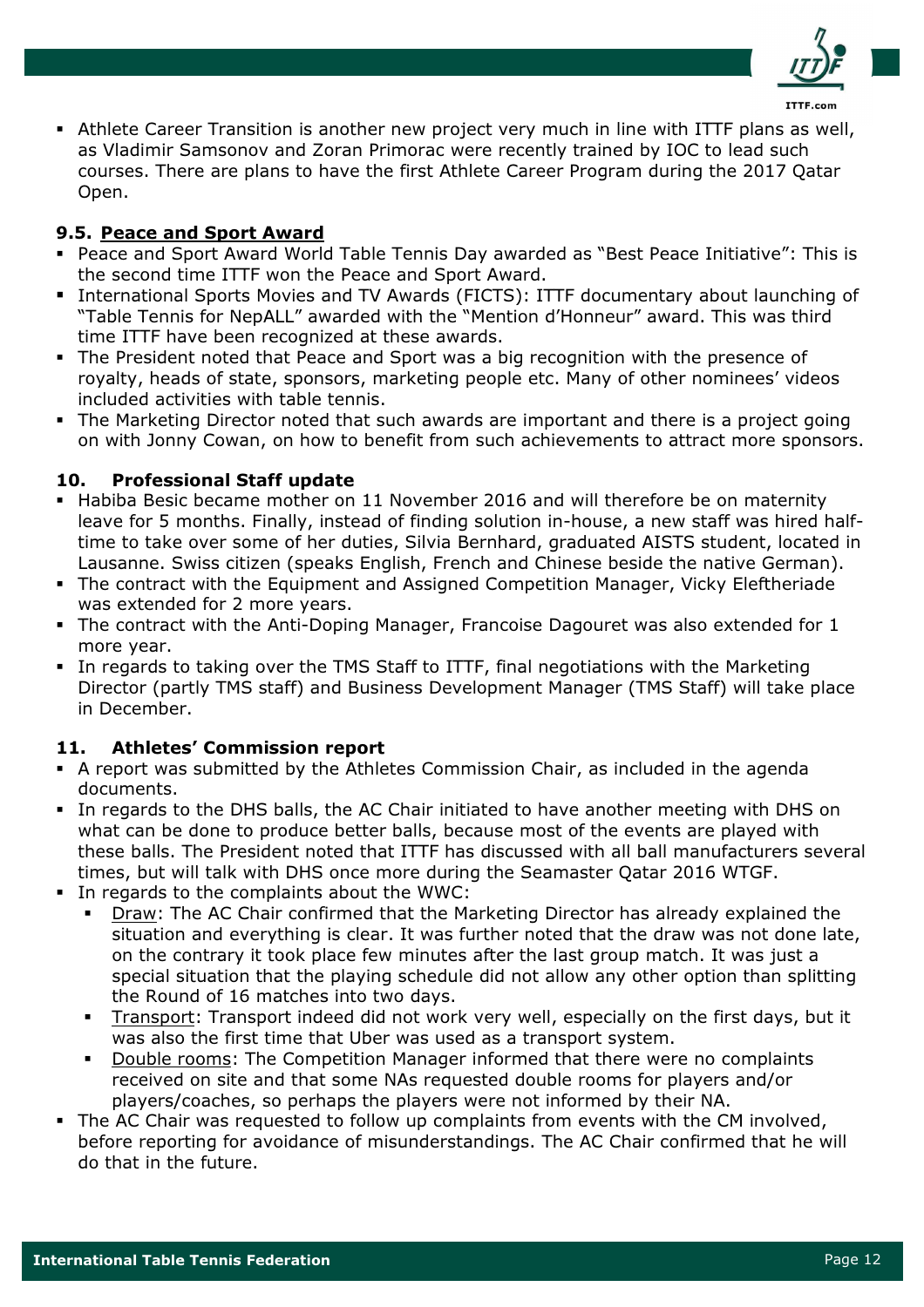- Athlete Career Transition is another new project very much in line with ITTF plans as well, as Vladimir Samsonov and Zoran Primorac were recently trained by IOC to lead such courses. There are plans to have the first Athlete Career Program during the 2017 Qatar Open.

### 9.5. Peace and Sport Award

- Peace and Sport Award World Table Tennis Day awarded as "Best Peace Initiative": This is the second time ITTF won the Peace and Sport Award.
- International Sports Movies and TV Awards (FICTS): ITTF documentary about launching of "Table Tennis for NepALL" awarded with the "Mention d'Honneur" award. This was third time ITTF have been recognized at these awards.
- The President noted that Peace and Sport was a big recognition with the presence of royalty, heads of state, sponsors, marketing people etc. Many of other nominees' videos included activities with table tennis.
- The Marketing Director noted that such awards are important and there is a project going on with Jonny Cowan, on how to benefit from such achievements to attract more sponsors.

## 10. Professional Staff update

- Habiba Besic became mother on 11 November 2016 and will therefore be on maternity leave for 5 months. Finally, instead of finding solution in-house, a new staff was hired half-time to take over some of her duties, Silvia Bernhard, graduated AISTS student, located in Lausanne. Swiss citizen (speaks English, French and Chinese beside the native German).
- The contract with the Equipment and Assigned Competition Manager, Vicky Eleftheriade was extended for 2 more years.
- The contract with the Anti-Doping Manager, Francoise Dagouret was also extended for 1 more year.
- In regards to taking over the TMS Staff to ITTF, final negotiations with the Marketing Director (partly TMS staff) and Business Development Manager (TMS Staff) will take place in December.

## 11. Athletes' Commission report

- A report was submitted by the Athletes Commission Chair, as included in the agenda documents.
- In regards to the DHS balls, the AC Chair initiated to have another meeting with DHS on what can be done to produce better balls, because most of the events are played with these balls. The President noted that ITTF has discussed with all ball manufacturers several times, but will talk with DHS once more during the Seamaster Qatar 2016 WTGF.
- In regards to the complaints about the WWC:
  - Draw: The AC Chair confirmed that the Marketing Director has already explained the situation and everything is clear. It was further noted that the draw was not done late, on the contrary it took place few minutes after the last group match. It was just a special situation that the playing schedule did not allow any other option than splitting the Round of 16 matches into two days.
  - Transport: Transport indeed did not work very well, especially on the first days, but it was also the first time that Uber was used as a transport system.
  - Double rooms: The Competition Manager informed that there were no complaints received on site and that some NAs requested double rooms for players and/or players/coaches, so perhaps the players were not informed by their NA.
- The AC Chair was requested to follow up complaints from events with the CM involved, before reporting for avoidance of misunderstandings. The AC Chair confirmed that he will do that in the future.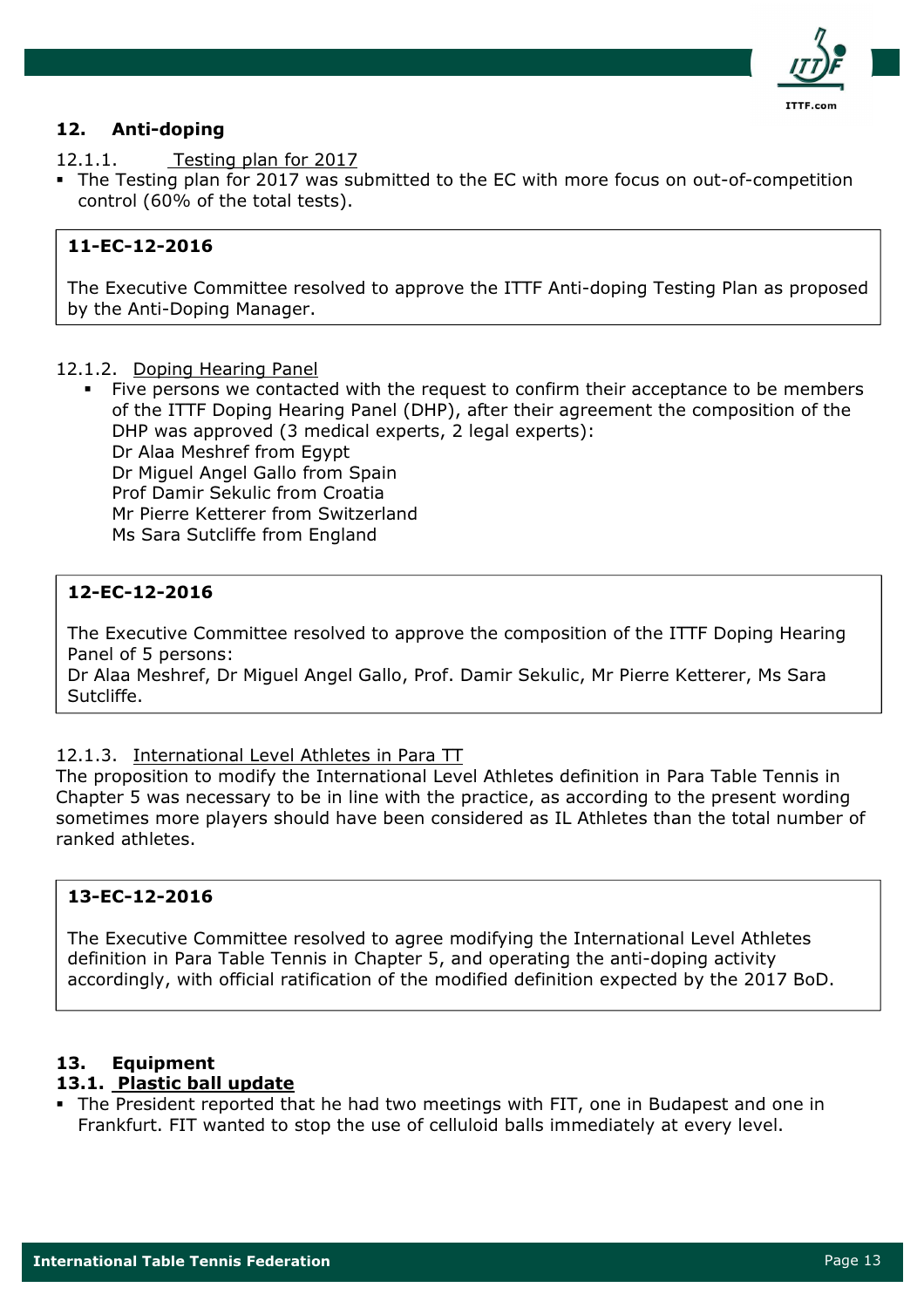## 12. Anti-doping

12.1.1. Testing plan for 2017

- The Testing plan for 2017 was submitted to the EC with more focus on out-of-competition control (60% of the total tests).

> **11-EC-12-2016**
>
> The Executive Committee resolved to approve the ITTF Anti-doping Testing Plan as proposed by the Anti-Doping Manager.

12.1.2. Doping Hearing Panel

- Five persons we contacted with the request to confirm their acceptance to be members of the ITTF Doping Hearing Panel (DHP), after their agreement the composition of the DHP was approved (3 medical experts, 2 legal experts):
  Dr Alaa Meshref from Egypt
  Dr Miguel Angel Gallo from Spain
  Prof Damir Sekulic from Croatia
  Mr Pierre Ketterer from Switzerland
  Ms Sara Sutcliffe from England

> **12-EC-12-2016**
>
> The Executive Committee resolved to approve the composition of the ITTF Doping Hearing Panel of 5 persons:
> Dr Alaa Meshref, Dr Miguel Angel Gallo, Prof. Damir Sekulic, Mr Pierre Ketterer, Ms Sara Sutcliffe.

12.1.3. International Level Athletes in Para TT

The proposition to modify the International Level Athletes definition in Para Table Tennis in Chapter 5 was necessary to be in line with the practice, as according to the present wording sometimes more players should have been considered as IL Athletes than the total number of ranked athletes.

> **13-EC-12-2016**
>
> The Executive Committee resolved to agree modifying the International Level Athletes definition in Para Table Tennis in Chapter 5, and operating the anti-doping activity accordingly, with official ratification of the modified definition expected by the 2017 BoD.

## 13. Equipment

### 13.1. Plastic ball update

- The President reported that he had two meetings with FIT, one in Budapest and one in Frankfurt. FIT wanted to stop the use of celluloid balls immediately at every level.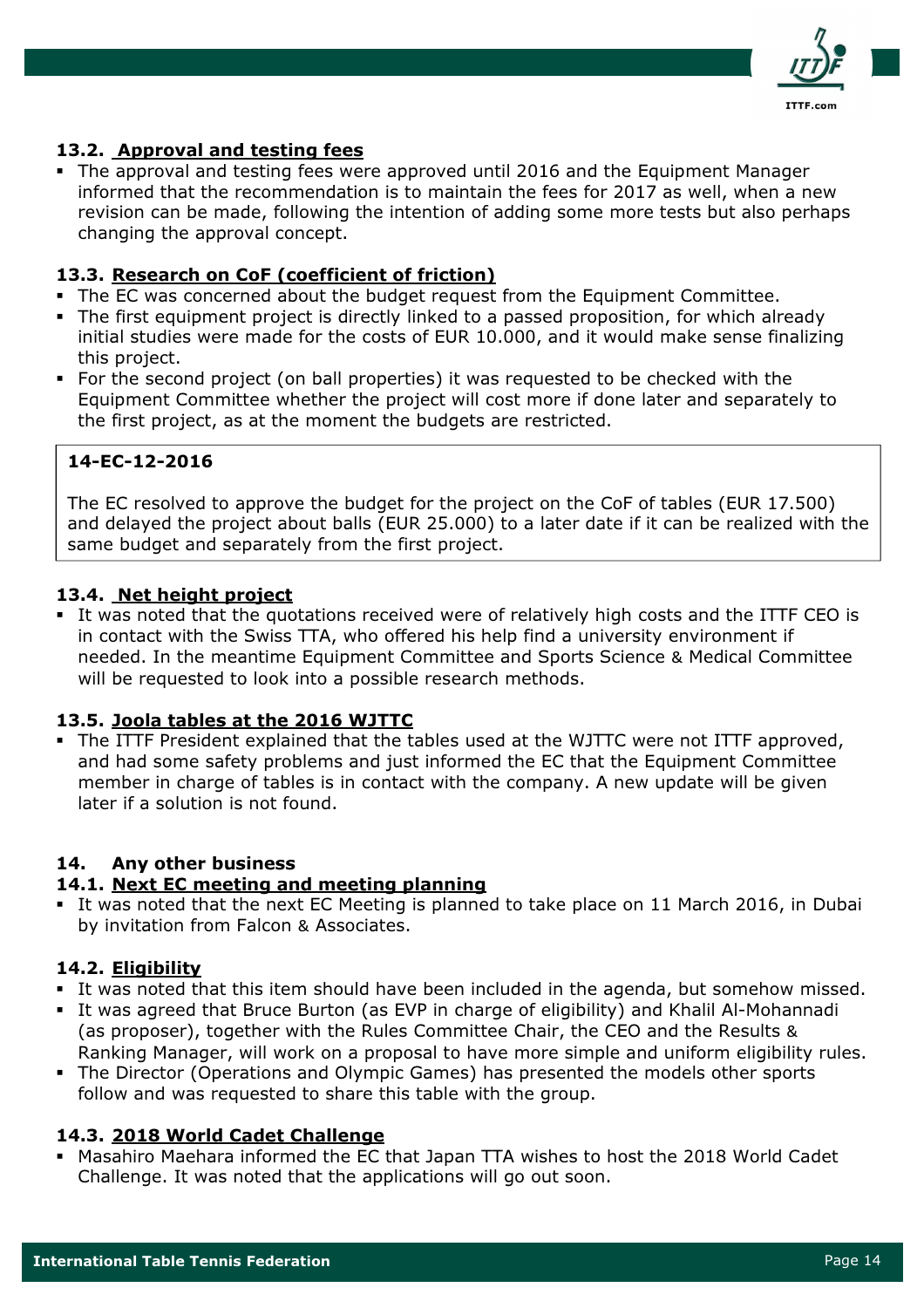### 13.2. Approval and testing fees

- The approval and testing fees were approved until 2016 and the Equipment Manager informed that the recommendation is to maintain the fees for 2017 as well, when a new revision can be made, following the intention of adding some more tests but also perhaps changing the approval concept.

### 13.3. Research on CoF (coefficient of friction)

- The EC was concerned about the budget request from the Equipment Committee.
- The first equipment project is directly linked to a passed proposition, for which already initial studies were made for the costs of EUR 10.000, and it would make sense finalizing this project.
- For the second project (on ball properties) it was requested to be checked with the Equipment Committee whether the project will cost more if done later and separately to the first project, as at the moment the budgets are restricted.

> **14-EC-12-2016**
>
> The EC resolved to approve the budget for the project on the CoF of tables (EUR 17.500) and delayed the project about balls (EUR 25.000) to a later date if it can be realized with the same budget and separately from the first project.

### 13.4. Net height project

- It was noted that the quotations received were of relatively high costs and the ITTF CEO is in contact with the Swiss TTA, who offered his help find a university environment if needed. In the meantime Equipment Committee and Sports Science & Medical Committee will be requested to look into a possible research methods.

### 13.5. Joola tables at the 2016 WJTTC

- The ITTF President explained that the tables used at the WJTTC were not ITTF approved, and had some safety problems and just informed the EC that the Equipment Committee member in charge of tables is in contact with the company. A new update will be given later if a solution is not found.

## 14. Any other business

### 14.1. Next EC meeting and meeting planning

- It was noted that the next EC Meeting is planned to take place on 11 March 2016, in Dubai by invitation from Falcon & Associates.

### 14.2. Eligibility

- It was noted that this item should have been included in the agenda, but somehow missed.
- It was agreed that Bruce Burton (as EVP in charge of eligibility) and Khalil Al-Mohannadi (as proposer), together with the Rules Committee Chair, the CEO and the Results & Ranking Manager, will work on a proposal to have more simple and uniform eligibility rules.
- The Director (Operations and Olympic Games) has presented the models other sports follow and was requested to share this table with the group.

### 14.3. 2018 World Cadet Challenge

- Masahiro Maehara informed the EC that Japan TTA wishes to host the 2018 World Cadet Challenge. It was noted that the applications will go out soon.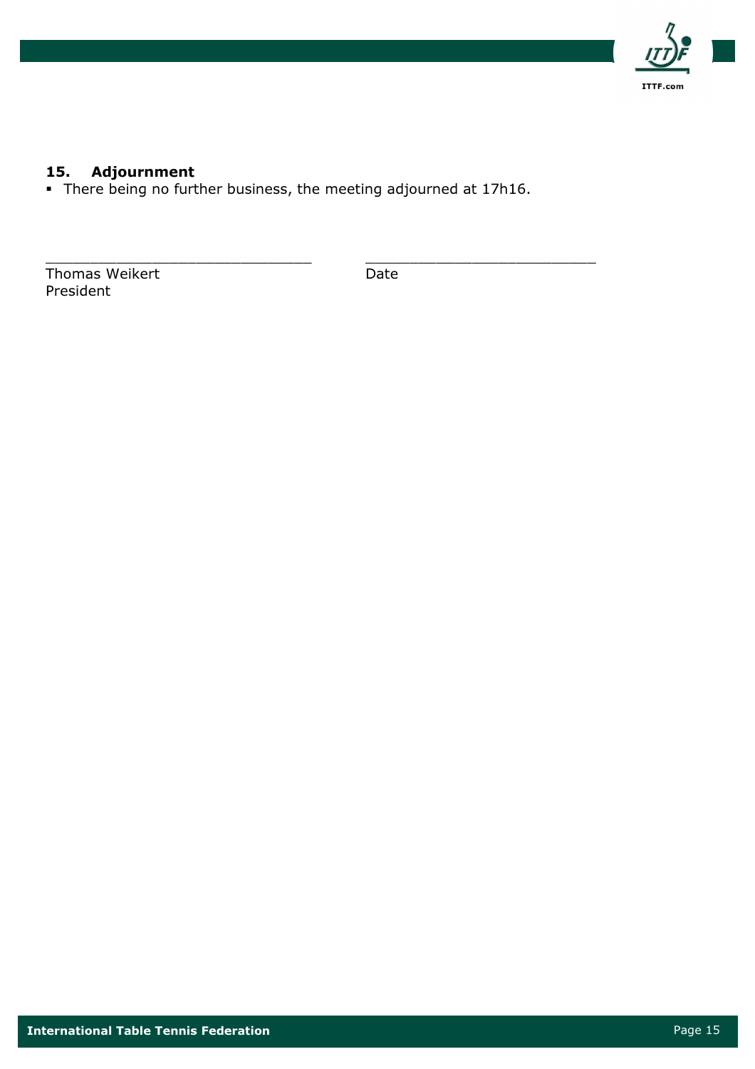## 15. Adjournment

- There being no further business, the meeting adjourned at 17h16.

_______________________________ ___________________________

Thomas Weikert
President

Date